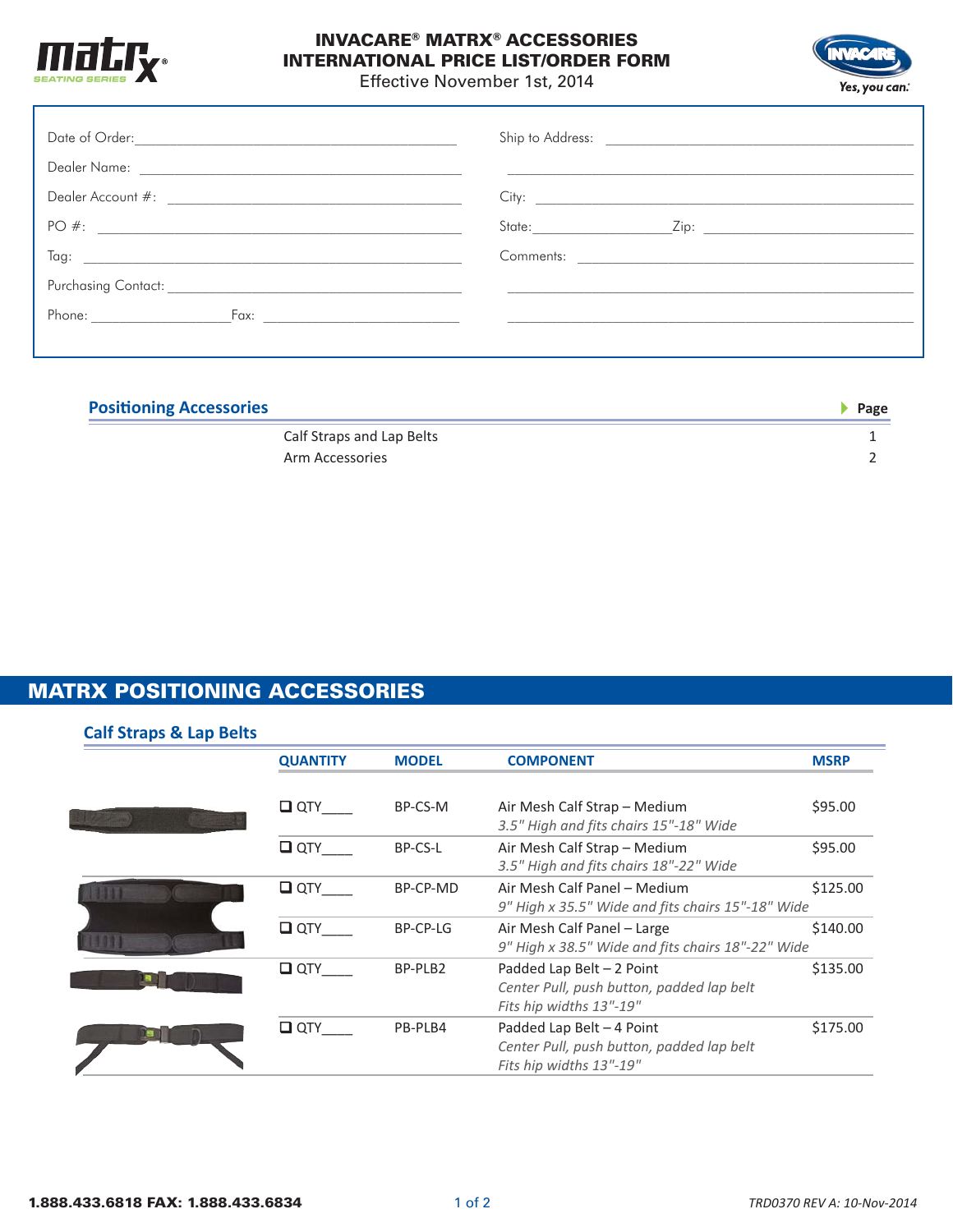# INVACARE® MATRX® ACCESSORIES
# INTERNATIONAL PRICE LIST/ORDER FORM

Effective November 1st, 2014

Date of Order: ______________________________

Dealer Name: ______________________________

Dealer Account #: ______________________________

PO #: ______________________________

Tag: ______________________________

Purchasing Contact: ______________________________

Phone: ______________ Fax: ______________

Ship to Address: ______________________________

______________________________

City: ______________________________

State: ______________ Zip: ______________

Comments: ______________________________

______________________________

______________________________

## Positioning Accessories

| | Page |
|---|---|
| Calf Straps and Lap Belts | 1 |
| Arm Accessories | 2 |

## MATRX POSITIONING ACCESSORIES

### Calf Straps & Lap Belts

| QUANTITY | MODEL | COMPONENT | MSRP |
|---|---|---|---|
| ❑ QTY____ | BP-CS-M | Air Mesh Calf Strap – Medium<br>*3.5" High and fits chairs 15"-18" Wide* | $95.00 |
| ❑ QTY____ | BP-CS-L | Air Mesh Calf Strap – Medium<br>*3.5" High and fits chairs 18"-22" Wide* | $95.00 |
| ❑ QTY____ | BP-CP-MD | Air Mesh Calf Panel – Medium<br>*9" High x 35.5" Wide and fits chairs 15"-18" Wide* | $125.00 |
| ❑ QTY____ | BP-CP-LG | Air Mesh Calf Panel – Large<br>*9" High x 38.5" Wide and fits chairs 18"-22" Wide* | $140.00 |
| ❑ QTY____ | BP-PLB2 | Padded Lap Belt – 2 Point<br>*Center Pull, push button, padded lap belt*<br>*Fits hip widths 13"-19"* | $135.00 |
| ❑ QTY____ | PB-PLB4 | Padded Lap Belt – 4 Point<br>*Center Pull, push button, padded lap belt*<br>*Fits hip widths 13"-19"* | $175.00 |

**1.888.433.6818 FAX: 1.888.433.6834**

*TRD0370 REV A: 10-Nov-2014*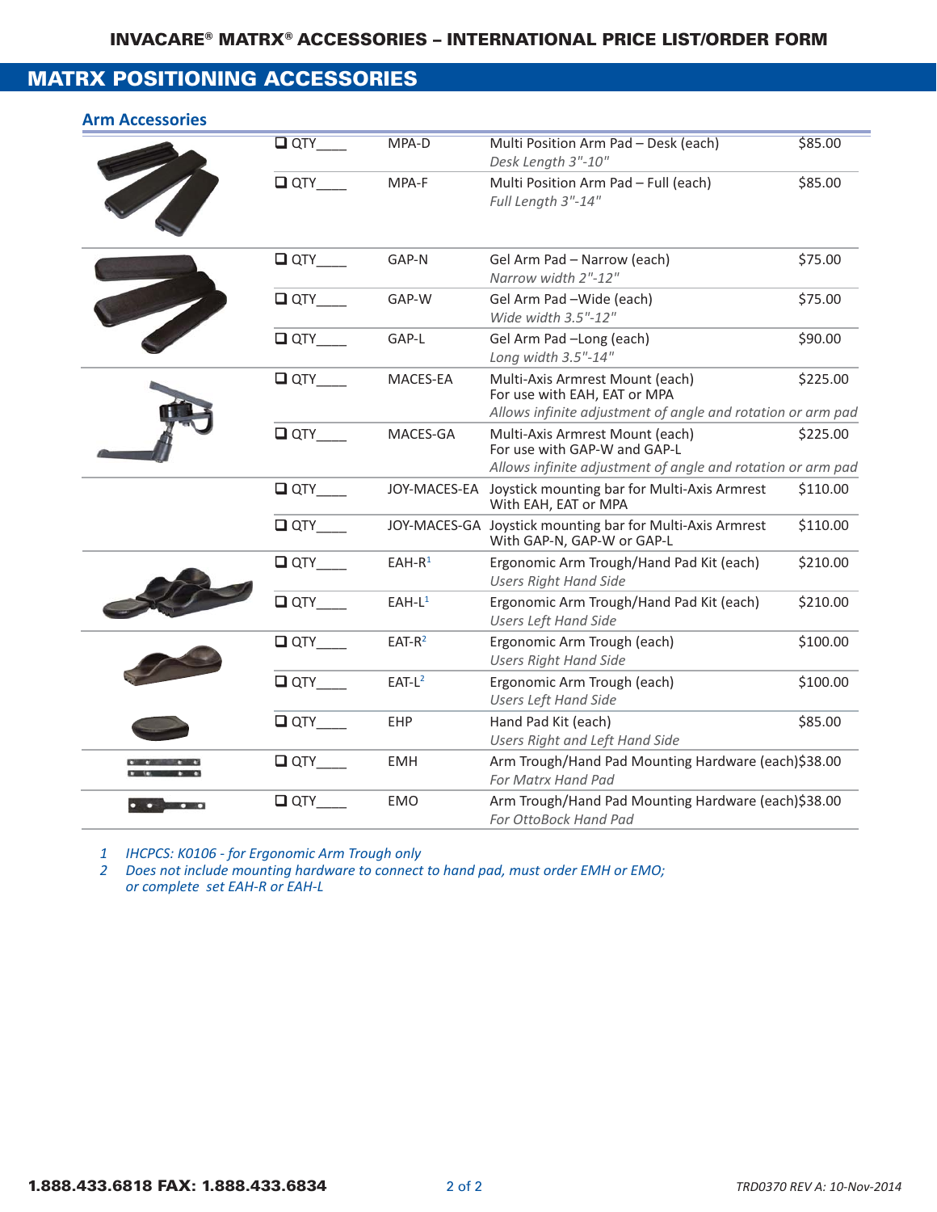## INVACARE® MATRX® ACCESSORIES – INTERNATIONAL PRICE LIST/ORDER FORM

# MATRX POSITIONING ACCESSORIES

### Arm Accessories

| | | | |
|---|---|---|---|
| ❑ QTY____ | MPA-D | Multi Position Arm Pad – Desk (each)<br>*Desk Length 3"-10"* | $85.00 |
| ❑ QTY____ | MPA-F | Multi Position Arm Pad – Full (each)<br>*Full Length 3"-14"* | $85.00 |
| ❑ QTY____ | GAP-N | Gel Arm Pad – Narrow (each)<br>*Narrow width 2"-12"* | $75.00 |
| ❑ QTY____ | GAP-W | Gel Arm Pad –Wide (each)<br>*Wide width 3.5"-12"* | $75.00 |
| ❑ QTY____ | GAP-L | Gel Arm Pad –Long (each)<br>*Long width 3.5"-14"* | $90.00 |
| ❑ QTY____ | MACES-EA | Multi-Axis Armrest Mount (each)<br>For use with EAH, EAT or MPA<br>*Allows infinite adjustment of angle and rotation or arm pad* | $225.00 |
| ❑ QTY____ | MACES-GA | Multi-Axis Armrest Mount (each)<br>For use with GAP-W and GAP-L<br>*Allows infinite adjustment of angle and rotation or arm pad* | $225.00 |
| ❑ QTY____ | JOY-MACES-EA | Joystick mounting bar for Multi-Axis Armrest<br>With EAH, EAT or MPA | $110.00 |
| ❑ QTY____ | JOY-MACES-GA | Joystick mounting bar for Multi-Axis Armrest<br>With GAP-N, GAP-W or GAP-L | $110.00 |
| ❑ QTY____ | EAH-R[1] | Ergonomic Arm Trough/Hand Pad Kit (each)<br>*Users Right Hand Side* | $210.00 |
| ❑ QTY____ | EAH-L[1] | Ergonomic Arm Trough/Hand Pad Kit (each)<br>*Users Left Hand Side* | $210.00 |
| ❑ QTY____ | EAT-R[2] | Ergonomic Arm Trough (each)<br>*Users Right Hand Side* | $100.00 |
| ❑ QTY____ | EAT-L[2] | Ergonomic Arm Trough (each)<br>*Users Left Hand Side* | $100.00 |
| ❑ QTY____ | EHP | Hand Pad Kit (each)<br>*Users Right and Left Hand Side* | $85.00 |
| ❑ QTY____ | EMH | Arm Trough/Hand Pad Mounting Hardware (each)<br>*For Matrx Hand Pad* | $38.00 |
| ❑ QTY____ | EMO | Arm Trough/Hand Pad Mounting Hardware (each)<br>*For OttoBock Hand Pad* | $38.00 |

1. *IHCPCS: K0106 - for Ergonomic Arm Trough only*
2. *Does not include mounting hardware to connect to hand pad, must order EMH or EMO; or complete set EAH-R or EAH-L*

**1.888.433.6818 FAX: 1.888.433.6834**

*TRD0370 REV A: 10-Nov-2014*